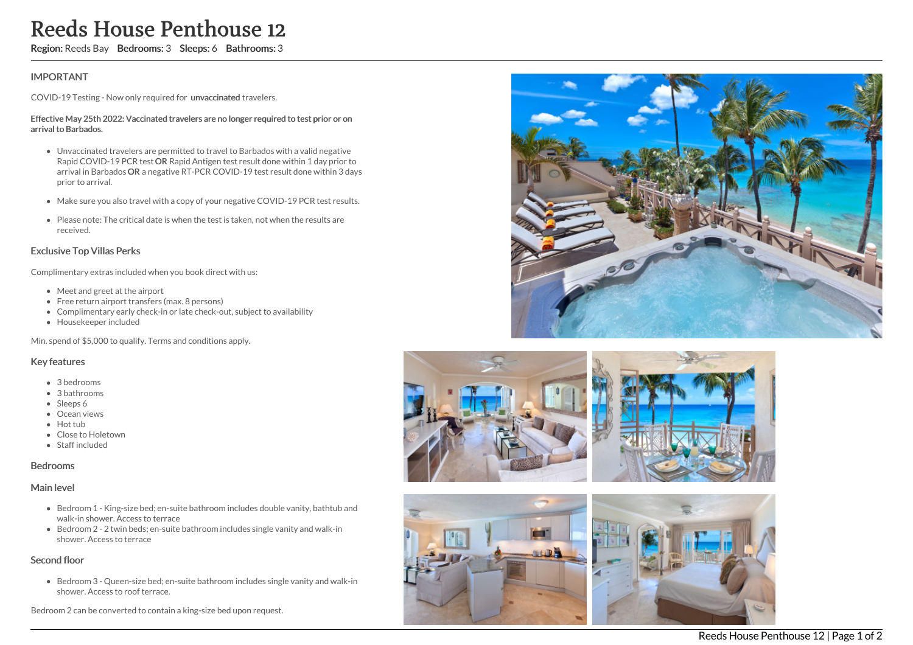# Reeds House Penthouse 12

**Region:** Reeds Bay **Bedrooms:** 3 **Sleeps:** 6 **Bathrooms:** 3

## IMPORTANT

COVID-19 Testing - Now only required for **unvaccinated** travelers.

**Effective May 25th 2022: Vaccinated travelers are no longer required to test prior or on arrival to Barbados.**

- Unvaccinated travelers are permitted to travel to Barbados with a valid negative Rapid COVID-19 PCR test **OR** Rapid Antigen test result done within 1 day prior to arrival in Barbados **OR** a negative RT-PCR COVID-19 test result done within 3 days prior to arrival.
- Make sure you also travel with a copy of your negative COVID-19 PCR test results.
- Please note: The critical date is when the test is taken, not when the results are received.

## Exclusive Top Villas Perks

Complimentary extras included when you book direct with us:

- Meet and greet at the airport
- Free return airport transfers (max. 8 persons)
- Complimentary early check-in or late check-out, subject to availability
- Housekeeper included

Min. spend of $5,000 to qualify. Terms and conditions apply.

## Key features

- 3 bedrooms
- 3 bathrooms
- Sleeps 6
- Ocean views
- Hot tub
- Close to Holetown
- Staff included

## Bedrooms

### Main level

- Bedroom 1 - King-size bed; en-suite bathroom includes double vanity, bathtub and walk-in shower. Access to terrace
- Bedroom 2 - 2 twin beds; en-suite bathroom includes single vanity and walk-in shower. Access to terrace

### Second floor

- Bedroom 3 - Queen-size bed; en-suite bathroom includes single vanity and walk-in shower. Access to roof terrace.

Bedroom 2 can be converted to contain a king-size bed upon request.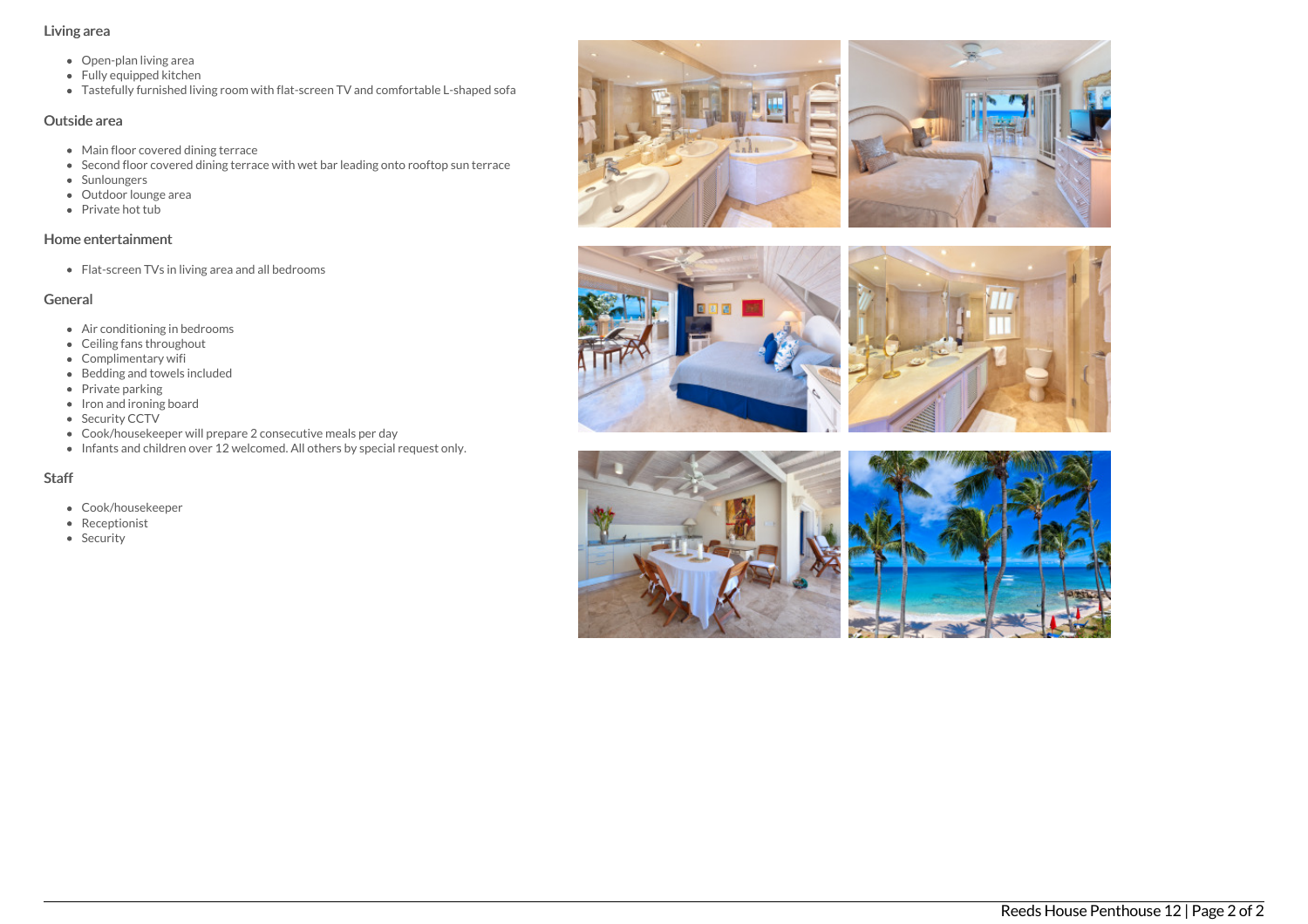## Living area

- Open-plan living area
- Fully equipped kitchen
- Tastefully furnished living room with flat-screen TV and comfortable L-shaped sofa

## Outside area

- Main floor covered dining terrace
- Second floor covered dining terrace with wet bar leading onto rooftop sun terrace
- Sunloungers
- Outdoor lounge area
- Private hot tub

## Home entertainment

- Flat-screen TVs in living area and all bedrooms

## General

- Air conditioning in bedrooms
- Ceiling fans throughout
- Complimentary wifi
- Bedding and towels included
- Private parking
- Iron and ironing board
- Security CCTV
- Cook/housekeeper will prepare 2 consecutive meals per day
- Infants and children over 12 welcomed. All others by special request only.

## Staff

- Cook/housekeeper
- Receptionist
- Security